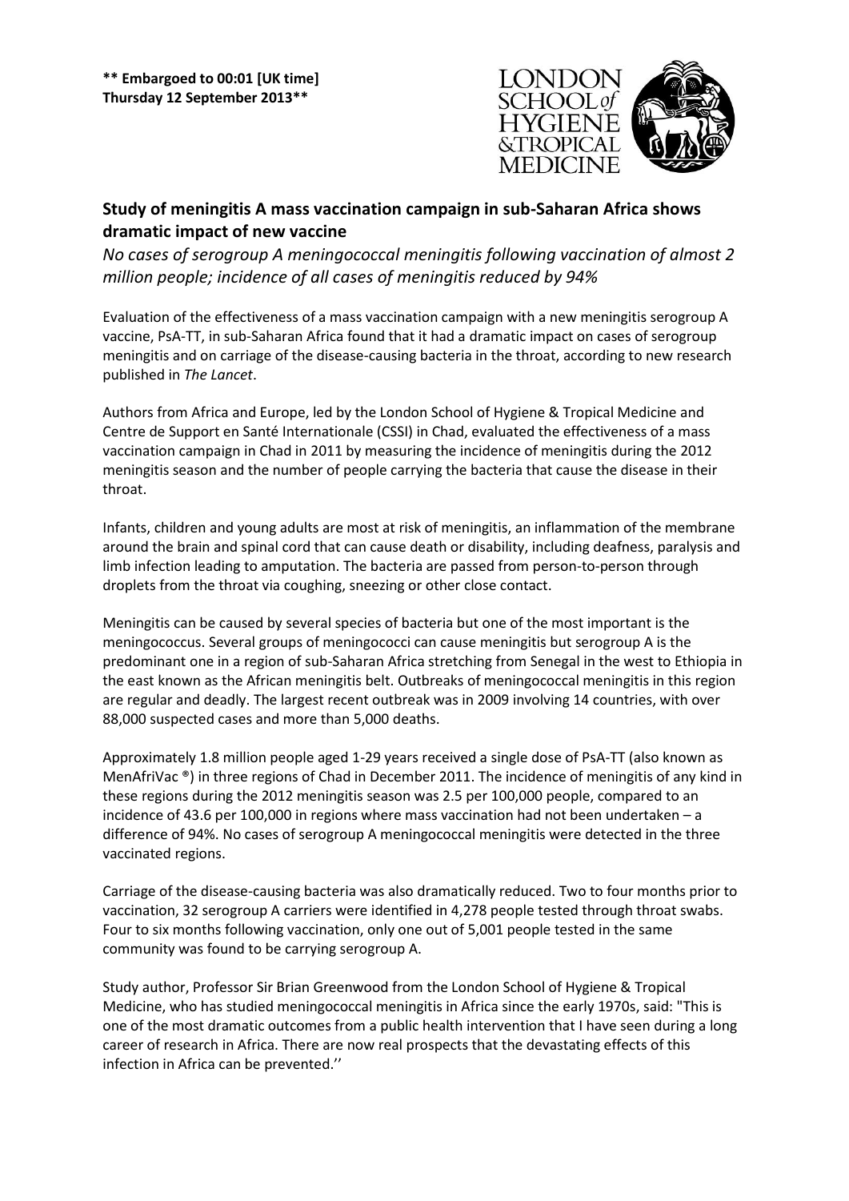**\*\* Embargoed to 00:01 [UK time]**
**Thursday 12 September 2013\*\***

## Study of meningitis A mass vaccination campaign in sub-Saharan Africa shows dramatic impact of new vaccine

*No cases of serogroup A meningococcal meningitis following vaccination of almost 2 million people; incidence of all cases of meningitis reduced by 94%*

Evaluation of the effectiveness of a mass vaccination campaign with a new meningitis serogroup A vaccine, PsA-TT, in sub-Saharan Africa found that it had a dramatic impact on cases of serogroup meningitis and on carriage of the disease-causing bacteria in the throat, according to new research published in *The Lancet*.

Authors from Africa and Europe, led by the London School of Hygiene & Tropical Medicine and Centre de Support en Santé Internationale (CSSI) in Chad, evaluated the effectiveness of a mass vaccination campaign in Chad in 2011 by measuring the incidence of meningitis during the 2012 meningitis season and the number of people carrying the bacteria that cause the disease in their throat.

Infants, children and young adults are most at risk of meningitis, an inflammation of the membrane around the brain and spinal cord that can cause death or disability, including deafness, paralysis and limb infection leading to amputation. The bacteria are passed from person-to-person through droplets from the throat via coughing, sneezing or other close contact.

Meningitis can be caused by several species of bacteria but one of the most important is the meningococcus. Several groups of meningococci can cause meningitis but serogroup A is the predominant one in a region of sub-Saharan Africa stretching from Senegal in the west to Ethiopia in the east known as the African meningitis belt. Outbreaks of meningococcal meningitis in this region are regular and deadly. The largest recent outbreak was in 2009 involving 14 countries, with over 88,000 suspected cases and more than 5,000 deaths.

Approximately 1.8 million people aged 1-29 years received a single dose of PsA-TT (also known as MenAfriVac ®) in three regions of Chad in December 2011. The incidence of meningitis of any kind in these regions during the 2012 meningitis season was 2.5 per 100,000 people, compared to an incidence of 43.6 per 100,000 in regions where mass vaccination had not been undertaken – a difference of 94%. No cases of serogroup A meningococcal meningitis were detected in the three vaccinated regions.

Carriage of the disease-causing bacteria was also dramatically reduced. Two to four months prior to vaccination, 32 serogroup A carriers were identified in 4,278 people tested through throat swabs. Four to six months following vaccination, only one out of 5,001 people tested in the same community was found to be carrying serogroup A.

Study author, Professor Sir Brian Greenwood from the London School of Hygiene & Tropical Medicine, who has studied meningococcal meningitis in Africa since the early 1970s, said: "This is one of the most dramatic outcomes from a public health intervention that I have seen during a long career of research in Africa. There are now real prospects that the devastating effects of this infection in Africa can be prevented.''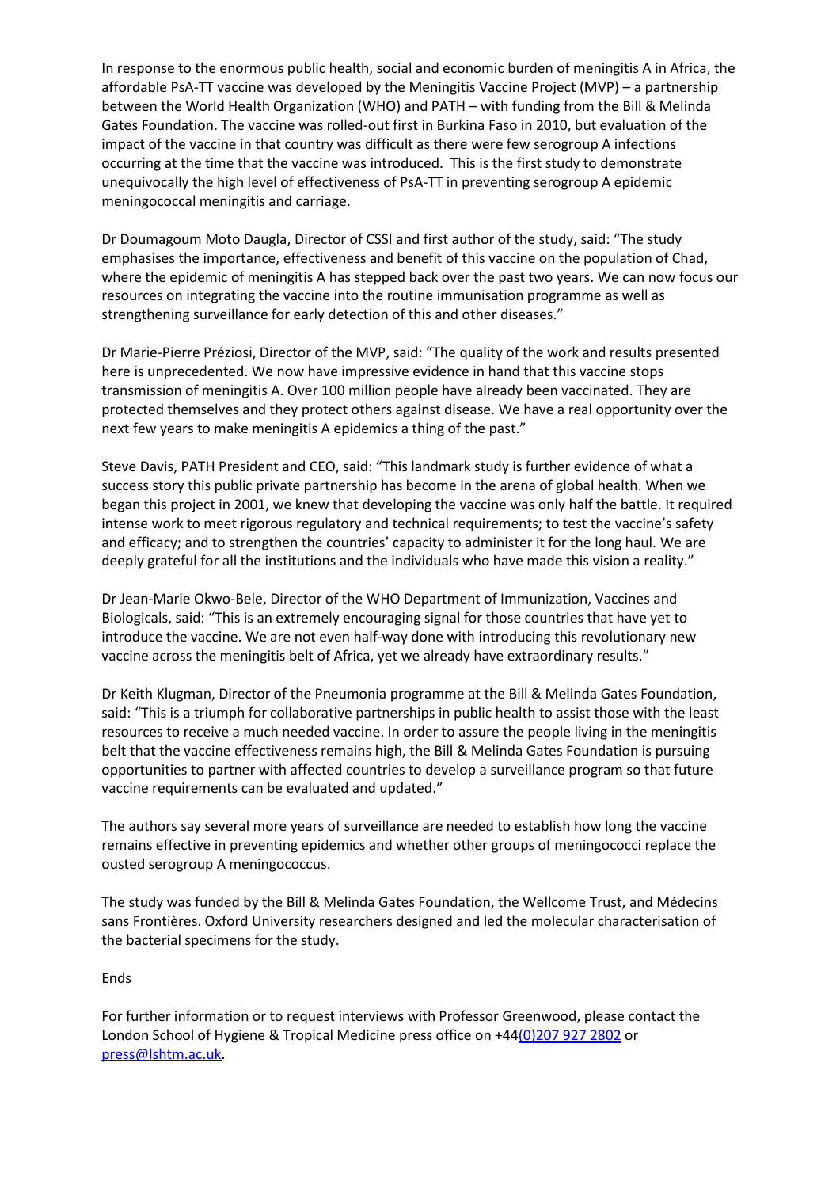In response to the enormous public health, social and economic burden of meningitis A in Africa, the affordable PsA-TT vaccine was developed by the Meningitis Vaccine Project (MVP) – a partnership between the World Health Organization (WHO) and PATH – with funding from the Bill & Melinda Gates Foundation. The vaccine was rolled-out first in Burkina Faso in 2010, but evaluation of the impact of the vaccine in that country was difficult as there were few serogroup A infections occurring at the time that the vaccine was introduced. This is the first study to demonstrate unequivocally the high level of effectiveness of PsA-TT in preventing serogroup A epidemic meningococcal meningitis and carriage.

Dr Doumagoum Moto Daugla, Director of CSSI and first author of the study, said: "The study emphasises the importance, effectiveness and benefit of this vaccine on the population of Chad, where the epidemic of meningitis A has stepped back over the past two years. We can now focus our resources on integrating the vaccine into the routine immunisation programme as well as strengthening surveillance for early detection of this and other diseases."

Dr Marie-Pierre Préziosi, Director of the MVP, said: "The quality of the work and results presented here is unprecedented. We now have impressive evidence in hand that this vaccine stops transmission of meningitis A. Over 100 million people have already been vaccinated. They are protected themselves and they protect others against disease. We have a real opportunity over the next few years to make meningitis A epidemics a thing of the past."

Steve Davis, PATH President and CEO, said: "This landmark study is further evidence of what a success story this public private partnership has become in the arena of global health. When we began this project in 2001, we knew that developing the vaccine was only half the battle. It required intense work to meet rigorous regulatory and technical requirements; to test the vaccine's safety and efficacy; and to strengthen the countries' capacity to administer it for the long haul. We are deeply grateful for all the institutions and the individuals who have made this vision a reality."

Dr Jean-Marie Okwo-Bele, Director of the WHO Department of Immunization, Vaccines and Biologicals, said: "This is an extremely encouraging signal for those countries that have yet to introduce the vaccine. We are not even half-way done with introducing this revolutionary new vaccine across the meningitis belt of Africa, yet we already have extraordinary results."

Dr Keith Klugman, Director of the Pneumonia programme at the Bill & Melinda Gates Foundation, said: "This is a triumph for collaborative partnerships in public health to assist those with the least resources to receive a much needed vaccine. In order to assure the people living in the meningitis belt that the vaccine effectiveness remains high, the Bill & Melinda Gates Foundation is pursuing opportunities to partner with affected countries to develop a surveillance program so that future vaccine requirements can be evaluated and updated."

The authors say several more years of surveillance are needed to establish how long the vaccine remains effective in preventing epidemics and whether other groups of meningococci replace the ousted serogroup A meningococcus.

The study was funded by the Bill & Melinda Gates Foundation, the Wellcome Trust, and Médecins sans Frontières. Oxford University researchers designed and led the molecular characterisation of the bacterial specimens for the study.

Ends

For further information or to request interviews with Professor Greenwood, please contact the London School of Hygiene & Tropical Medicine press office on +44(0)207 927 2802 or press@lshtm.ac.uk.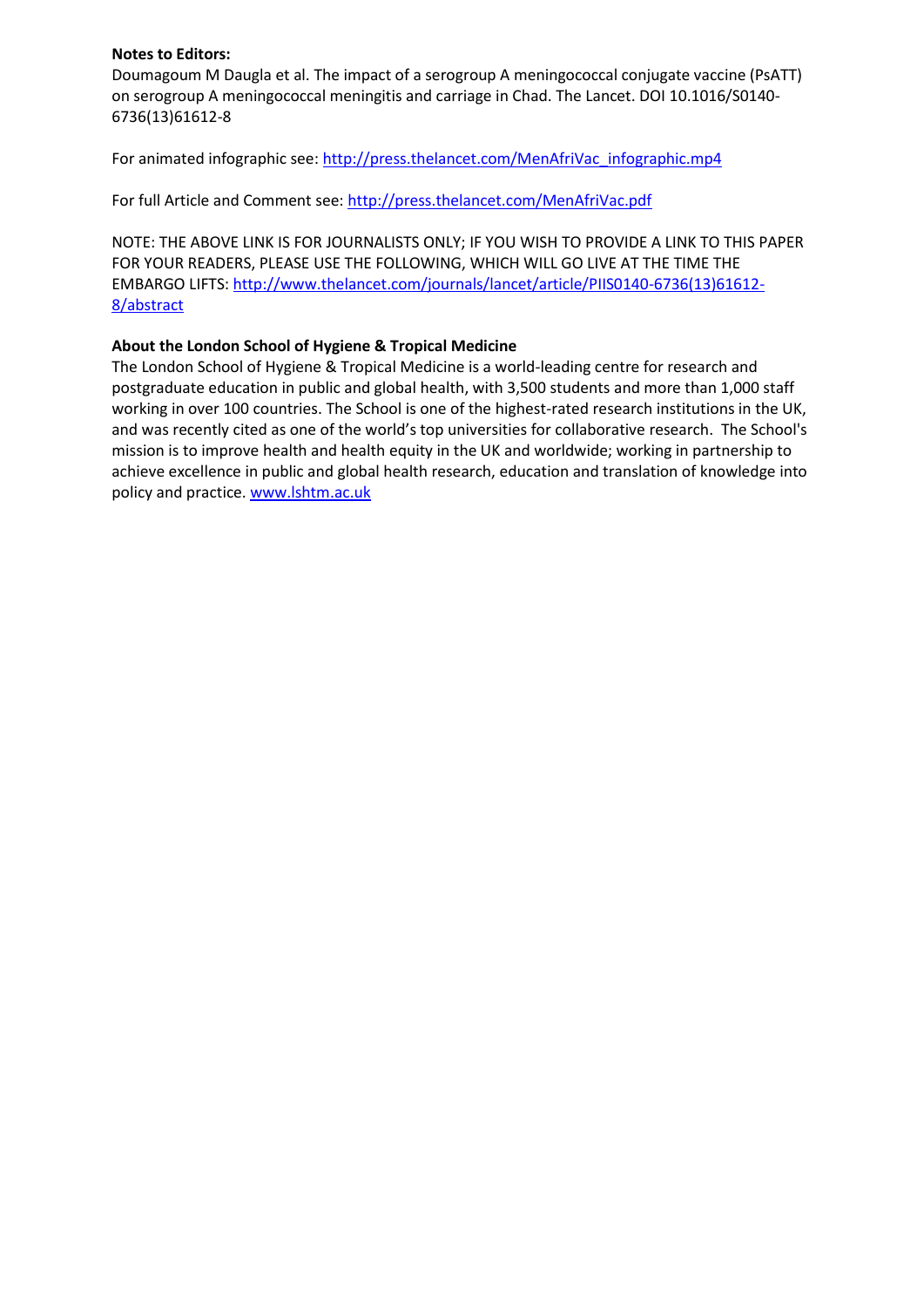**Notes to Editors:**

Doumagoum M Daugla et al. The impact of a serogroup A meningococcal conjugate vaccine (PsATT) on serogroup A meningococcal meningitis and carriage in Chad. The Lancet. DOI 10.1016/S0140-6736(13)61612-8

For animated infographic see: http://press.thelancet.com/MenAfriVac_infographic.mp4

For full Article and Comment see: http://press.thelancet.com/MenAfriVac.pdf

NOTE: THE ABOVE LINK IS FOR JOURNALISTS ONLY; IF YOU WISH TO PROVIDE A LINK TO THIS PAPER FOR YOUR READERS, PLEASE USE THE FOLLOWING, WHICH WILL GO LIVE AT THE TIME THE EMBARGO LIFTS: http://www.thelancet.com/journals/lancet/article/PIIS0140-6736(13)61612-8/abstract

**About the London School of Hygiene & Tropical Medicine**

The London School of Hygiene & Tropical Medicine is a world-leading centre for research and postgraduate education in public and global health, with 3,500 students and more than 1,000 staff working in over 100 countries. The School is one of the highest-rated research institutions in the UK, and was recently cited as one of the world's top universities for collaborative research. The School's mission is to improve health and health equity in the UK and worldwide; working in partnership to achieve excellence in public and global health research, education and translation of knowledge into policy and practice. www.lshtm.ac.uk